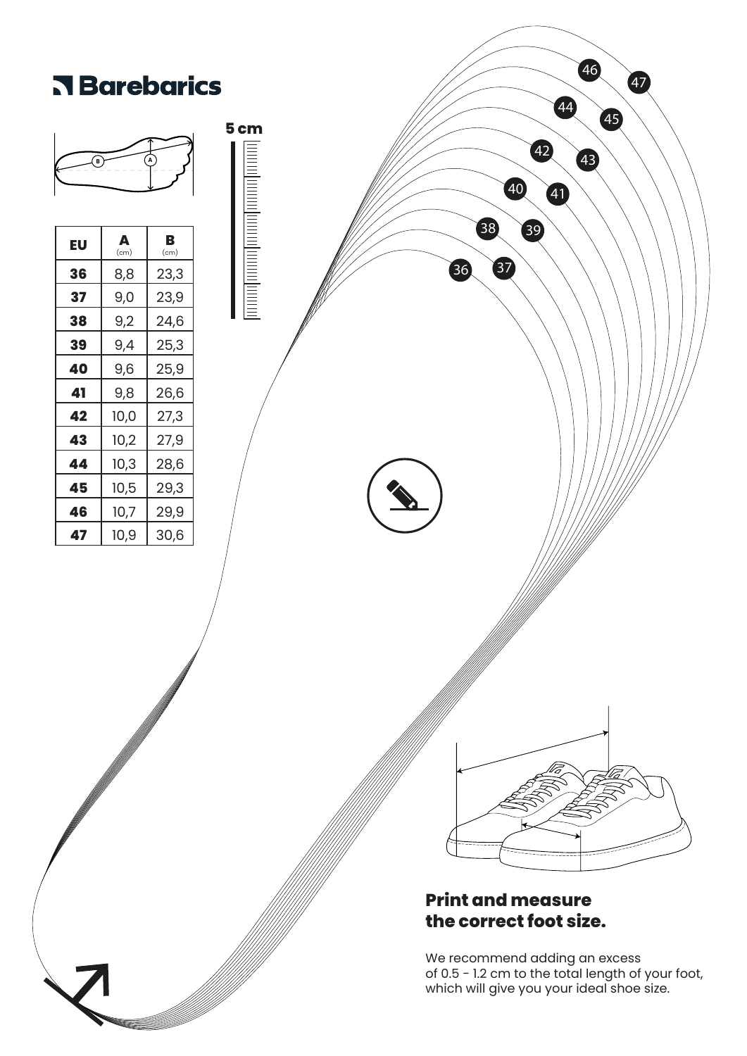# Barebarics

5 cm

| EU | A (cm) | B (cm) |
|---|---|---|
| **36** | 8,8 | 23,3 |
| **37** | 9,0 | 23,9 |
| **38** | 9,2 | 24,6 |
| **39** | 9,4 | 25,3 |
| **40** | 9,6 | 25,9 |
| **41** | 9,8 | 26,6 |
| **42** | 10,0 | 27,3 |
| **43** | 10,2 | 27,9 |
| **44** | 10,3 | 28,6 |
| **45** | 10,5 | 29,3 |
| **46** | 10,7 | 29,9 |
| **47** | 10,9 | 30,6 |

## Print and measure the correct foot size.

We recommend adding an excess of 0.5 - 1.2 cm to the total length of your foot, which will give you your ideal shoe size.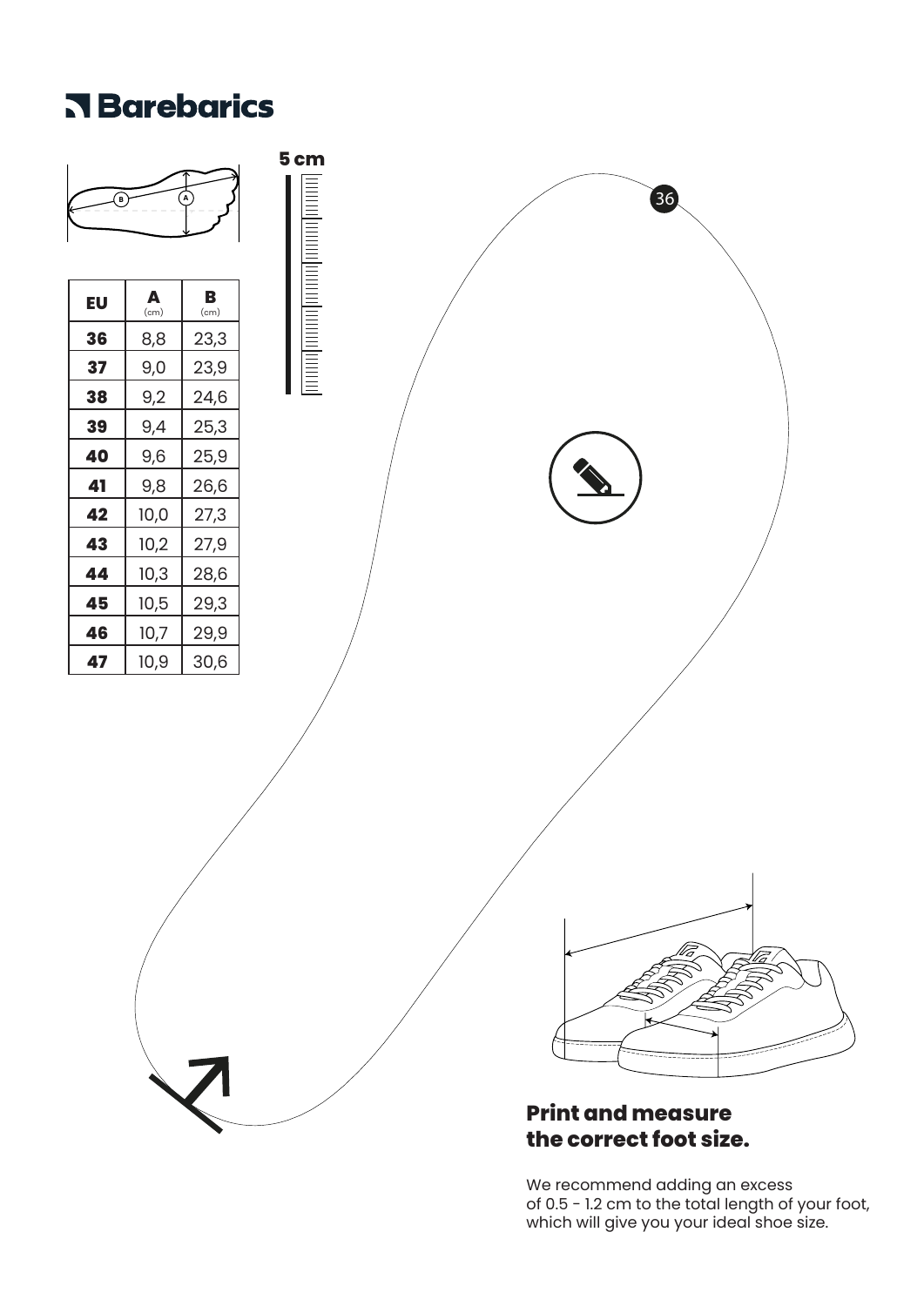# Barebarics

5 cm

| EU | A (cm) | B (cm) |
|---|---|---|
| 36 | 8,8 | 23,3 |
| 37 | 9,0 | 23,9 |
| 38 | 9,2 | 24,6 |
| 39 | 9,4 | 25,3 |
| 40 | 9,6 | 25,9 |
| 41 | 9,8 | 26,6 |
| 42 | 10,0 | 27,3 |
| 43 | 10,2 | 27,9 |
| 44 | 10,3 | 28,6 |
| 45 | 10,5 | 29,3 |
| 46 | 10,7 | 29,9 |
| 47 | 10,9 | 30,6 |

36

## Print and measure the correct foot size.

We recommend adding an excess of 0.5 - 1.2 cm to the total length of your foot, which will give you your ideal shoe size.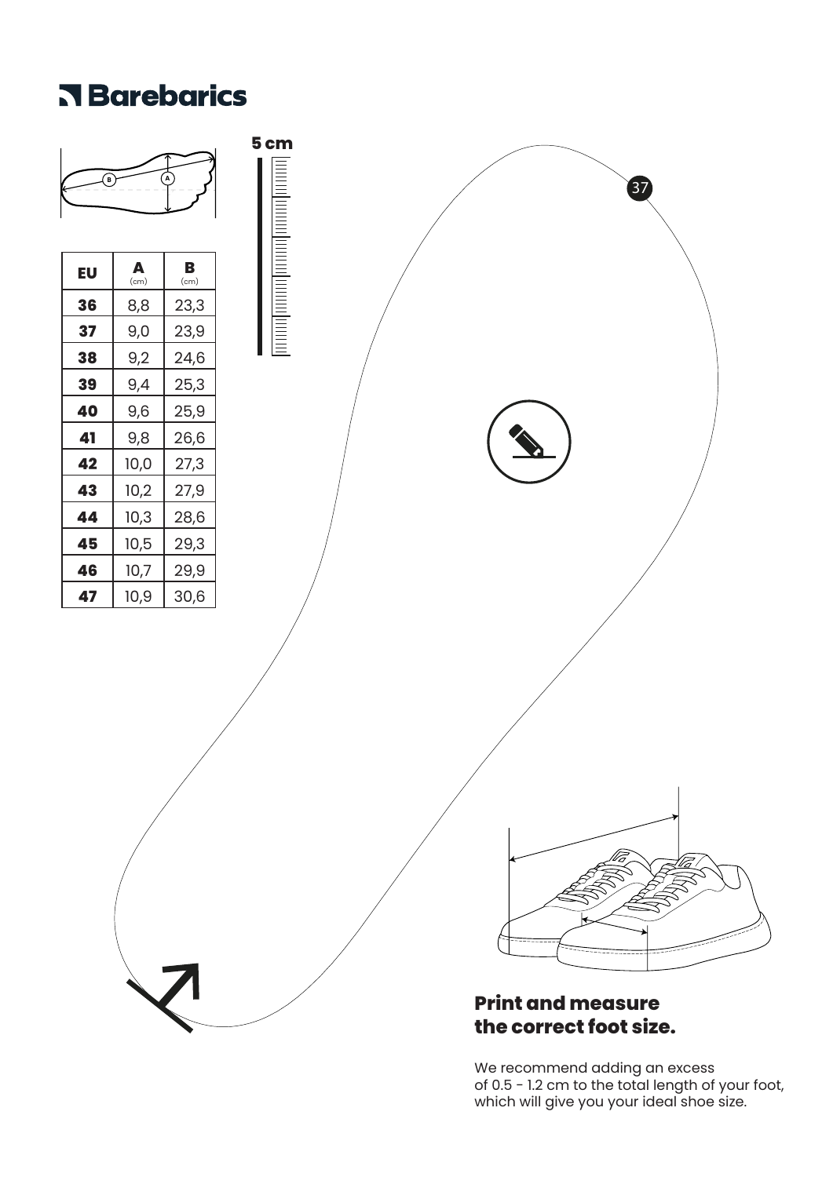# Barebarics

5 cm

| EU | A (cm) | B (cm) |
|---|---|---|
| **36** | 8,8 | 23,3 |
| **37** | 9,0 | 23,9 |
| **38** | 9,2 | 24,6 |
| **39** | 9,4 | 25,3 |
| **40** | 9,6 | 25,9 |
| **41** | 9,8 | 26,6 |
| **42** | 10,0 | 27,3 |
| **43** | 10,2 | 27,9 |
| **44** | 10,3 | 28,6 |
| **45** | 10,5 | 29,3 |
| **46** | 10,7 | 29,9 |
| **47** | 10,9 | 30,6 |

37

## Print and measure the correct foot size.

We recommend adding an excess of 0.5 - 1.2 cm to the total length of your foot, which will give you your ideal shoe size.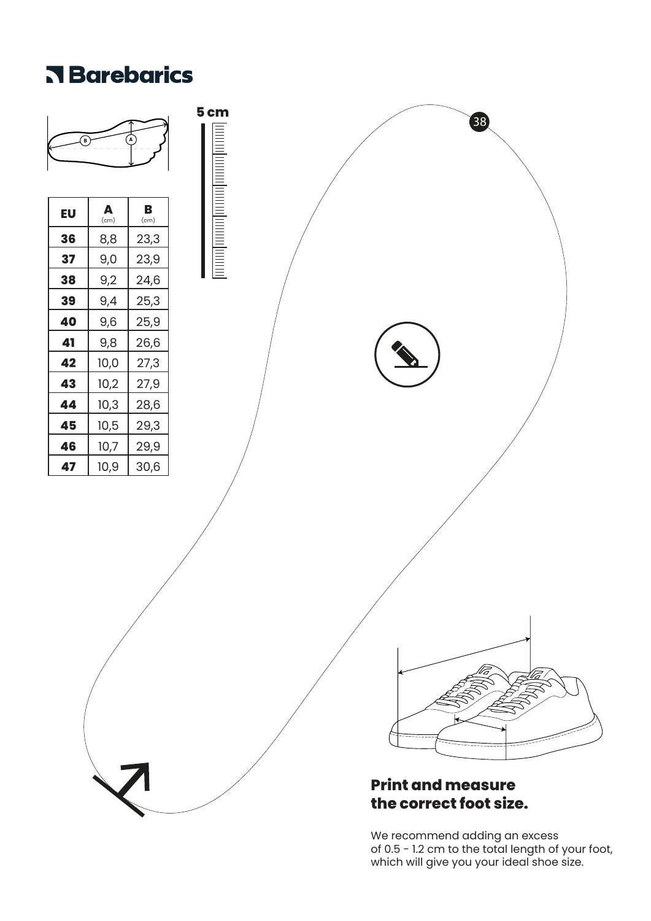# Barebarics

5 cm

| EU | A (cm) | B (cm) |
|---|---|---|
| **36** | 8,8 | 23,3 |
| **37** | 9,0 | 23,9 |
| **38** | 9,2 | 24,6 |
| **39** | 9,4 | 25,3 |
| **40** | 9,6 | 25,9 |
| **41** | 9,8 | 26,6 |
| **42** | 10,0 | 27,3 |
| **43** | 10,2 | 27,9 |
| **44** | 10,3 | 28,6 |
| **45** | 10,5 | 29,3 |
| **46** | 10,7 | 29,9 |
| **47** | 10,9 | 30,6 |

38

## Print and measure the correct foot size.

We recommend adding an excess of 0.5 - 1.2 cm to the total length of your foot, which will give you your ideal shoe size.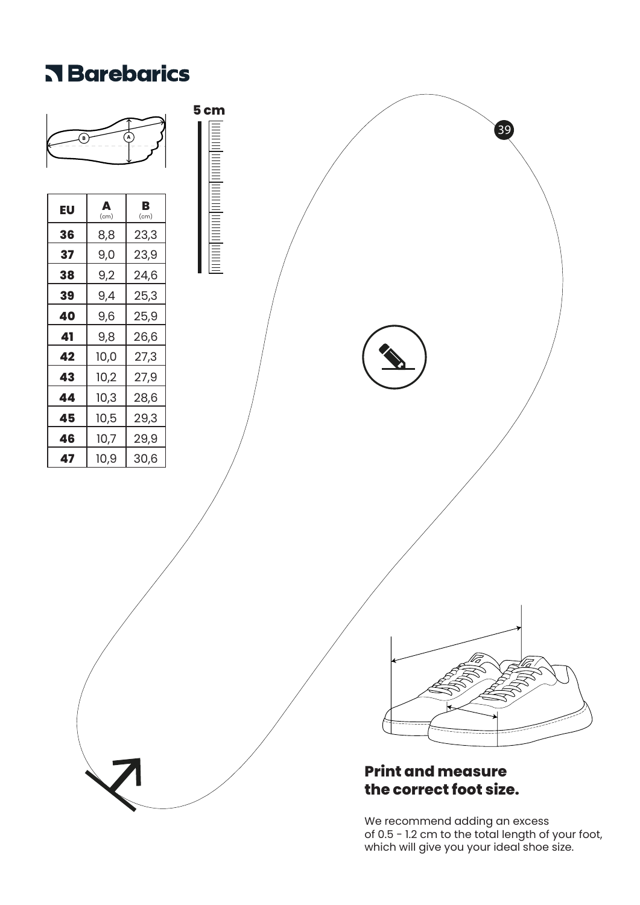# Barebarics

5 cm

| EU | A (cm) | B (cm) |
|---|---|---|
| **36** | 8,8 | 23,3 |
| **37** | 9,0 | 23,9 |
| **38** | 9,2 | 24,6 |
| **39** | 9,4 | 25,3 |
| **40** | 9,6 | 25,9 |
| **41** | 9,8 | 26,6 |
| **42** | 10,0 | 27,3 |
| **43** | 10,2 | 27,9 |
| **44** | 10,3 | 28,6 |
| **45** | 10,5 | 29,3 |
| **46** | 10,7 | 29,9 |
| **47** | 10,9 | 30,6 |

39

## Print and measure the correct foot size.

We recommend adding an excess of 0.5 - 1.2 cm to the total length of your foot, which will give you your ideal shoe size.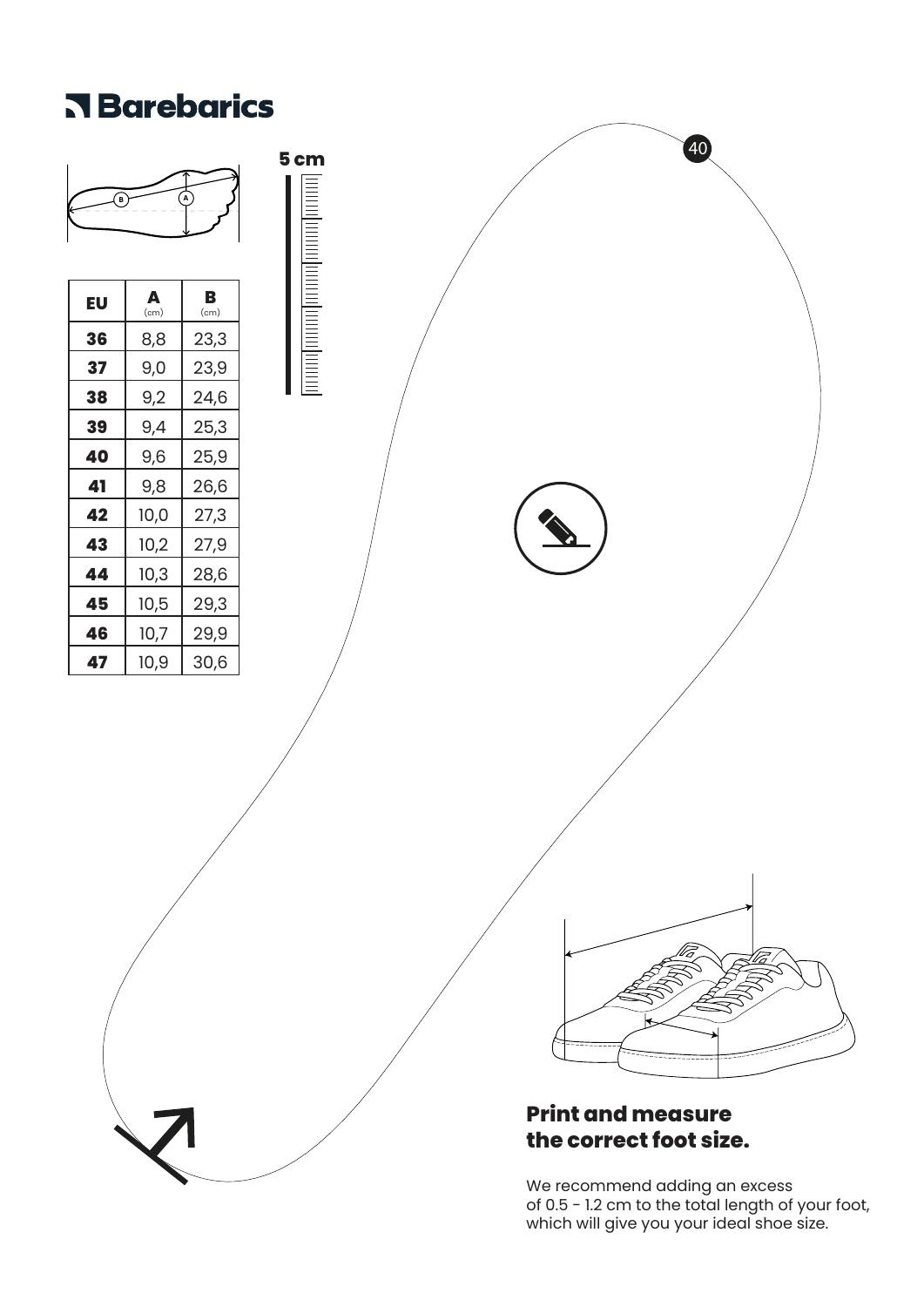# Barebarics

5 cm

| EU | A (cm) | B (cm) |
|---|---|---|
| **36** | 8,8 | 23,3 |
| **37** | 9,0 | 23,9 |
| **38** | 9,2 | 24,6 |
| **39** | 9,4 | 25,3 |
| **40** | 9,6 | 25,9 |
| **41** | 9,8 | 26,6 |
| **42** | 10,0 | 27,3 |
| **43** | 10,2 | 27,9 |
| **44** | 10,3 | 28,6 |
| **45** | 10,5 | 29,3 |
| **46** | 10,7 | 29,9 |
| **47** | 10,9 | 30,6 |

40

## Print and measure the correct foot size.

We recommend adding an excess of 0.5 - 1.2 cm to the total length of your foot, which will give you your ideal shoe size.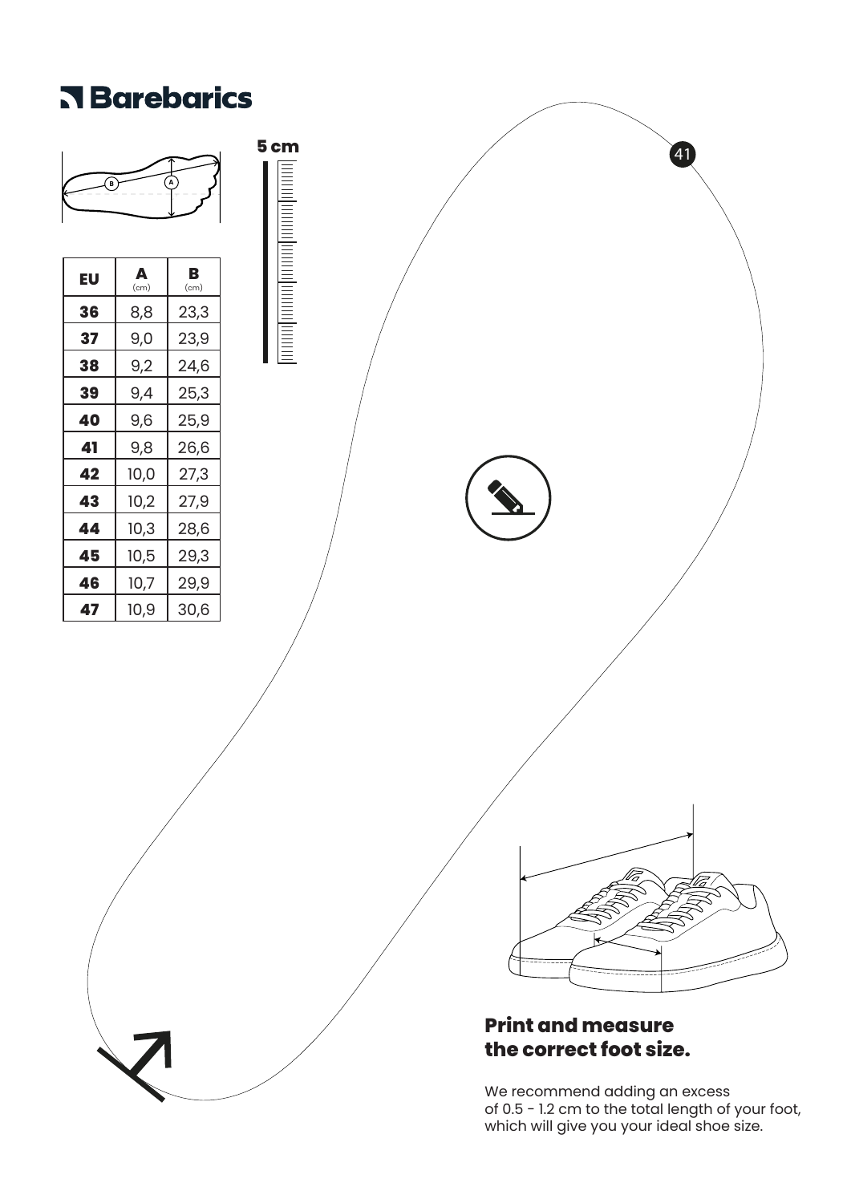# Barebarics

5 cm

| EU | A (cm) | B (cm) |
|---|---|---|
| **36** | 8,8 | 23,3 |
| **37** | 9,0 | 23,9 |
| **38** | 9,2 | 24,6 |
| **39** | 9,4 | 25,3 |
| **40** | 9,6 | 25,9 |
| **41** | 9,8 | 26,6 |
| **42** | 10,0 | 27,3 |
| **43** | 10,2 | 27,9 |
| **44** | 10,3 | 28,6 |
| **45** | 10,5 | 29,3 |
| **46** | 10,7 | 29,9 |
| **47** | 10,9 | 30,6 |

41

## Print and measure the correct foot size.

We recommend adding an excess of 0.5 - 1.2 cm to the total length of your foot, which will give you your ideal shoe size.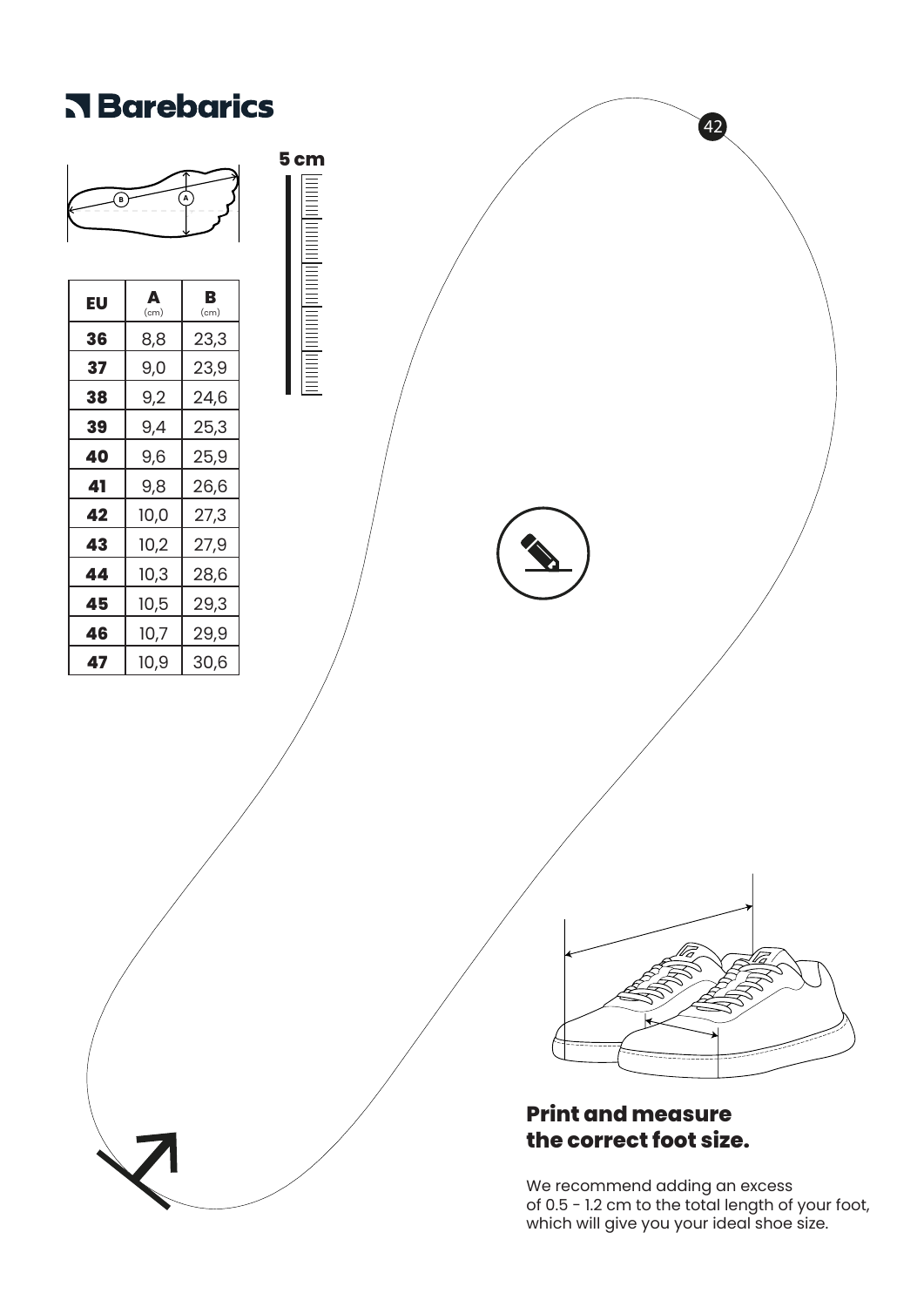# Barebarics

5 cm

| EU | A (cm) | B (cm) |
| --- | --- | --- |
| 36 | 8,8 | 23,3 |
| 37 | 9,0 | 23,9 |
| 38 | 9,2 | 24,6 |
| 39 | 9,4 | 25,3 |
| 40 | 9,6 | 25,9 |
| 41 | 9,8 | 26,6 |
| 42 | 10,0 | 27,3 |
| 43 | 10,2 | 27,9 |
| 44 | 10,3 | 28,6 |
| 45 | 10,5 | 29,3 |
| 46 | 10,7 | 29,9 |
| 47 | 10,9 | 30,6 |

42

## Print and measure the correct foot size.

We recommend adding an excess of 0.5 - 1.2 cm to the total length of your foot, which will give you your ideal shoe size.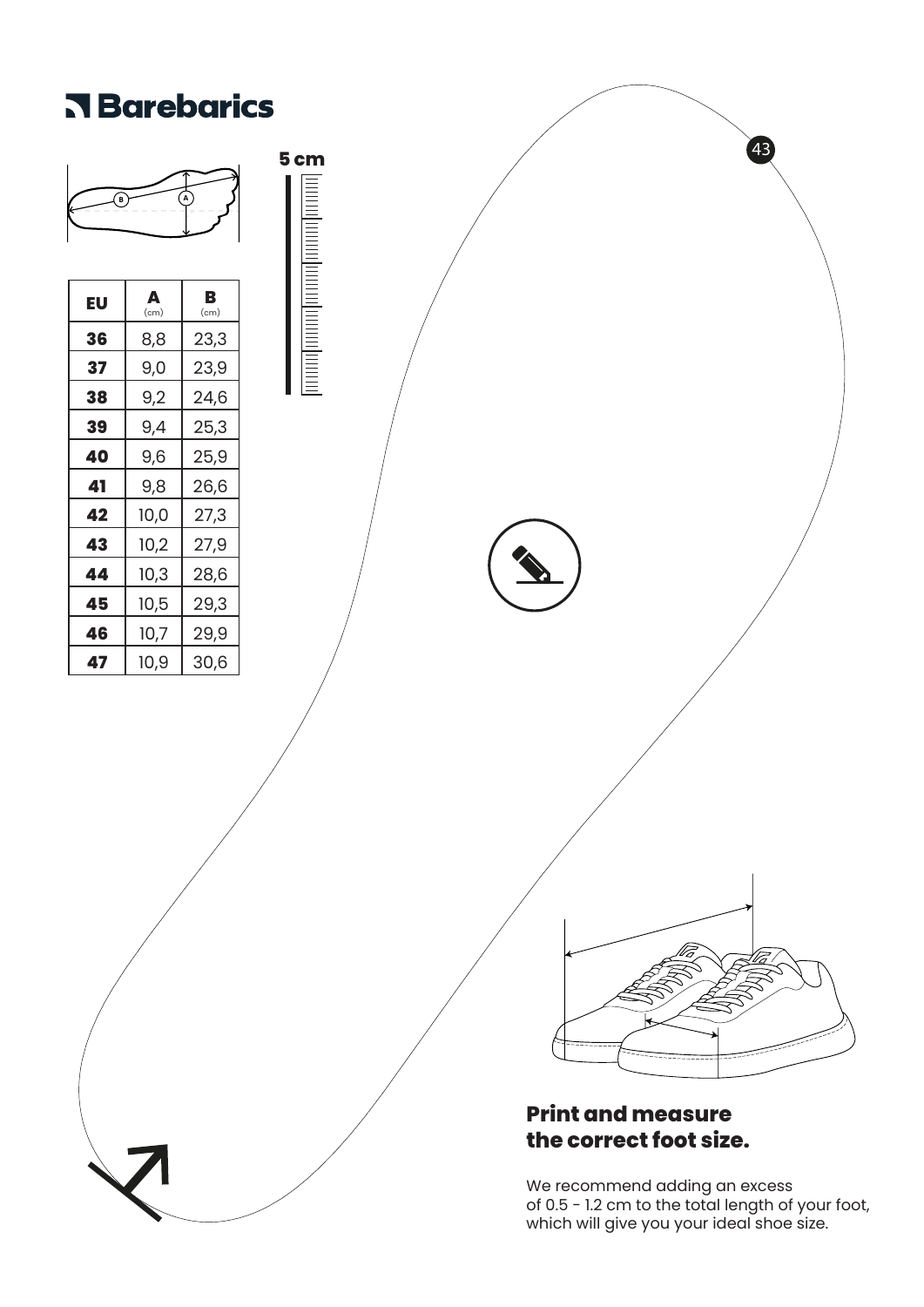# Barebarics

5 cm

| EU | A (cm) | B (cm) |
|---|---|---|
| 36 | 8,8 | 23,3 |
| 37 | 9,0 | 23,9 |
| 38 | 9,2 | 24,6 |
| 39 | 9,4 | 25,3 |
| 40 | 9,6 | 25,9 |
| 41 | 9,8 | 26,6 |
| 42 | 10,0 | 27,3 |
| 43 | 10,2 | 27,9 |
| 44 | 10,3 | 28,6 |
| 45 | 10,5 | 29,3 |
| 46 | 10,7 | 29,9 |
| 47 | 10,9 | 30,6 |

43

## Print and measure the correct foot size.

We recommend adding an excess of 0.5 - 1.2 cm to the total length of your foot, which will give you your ideal shoe size.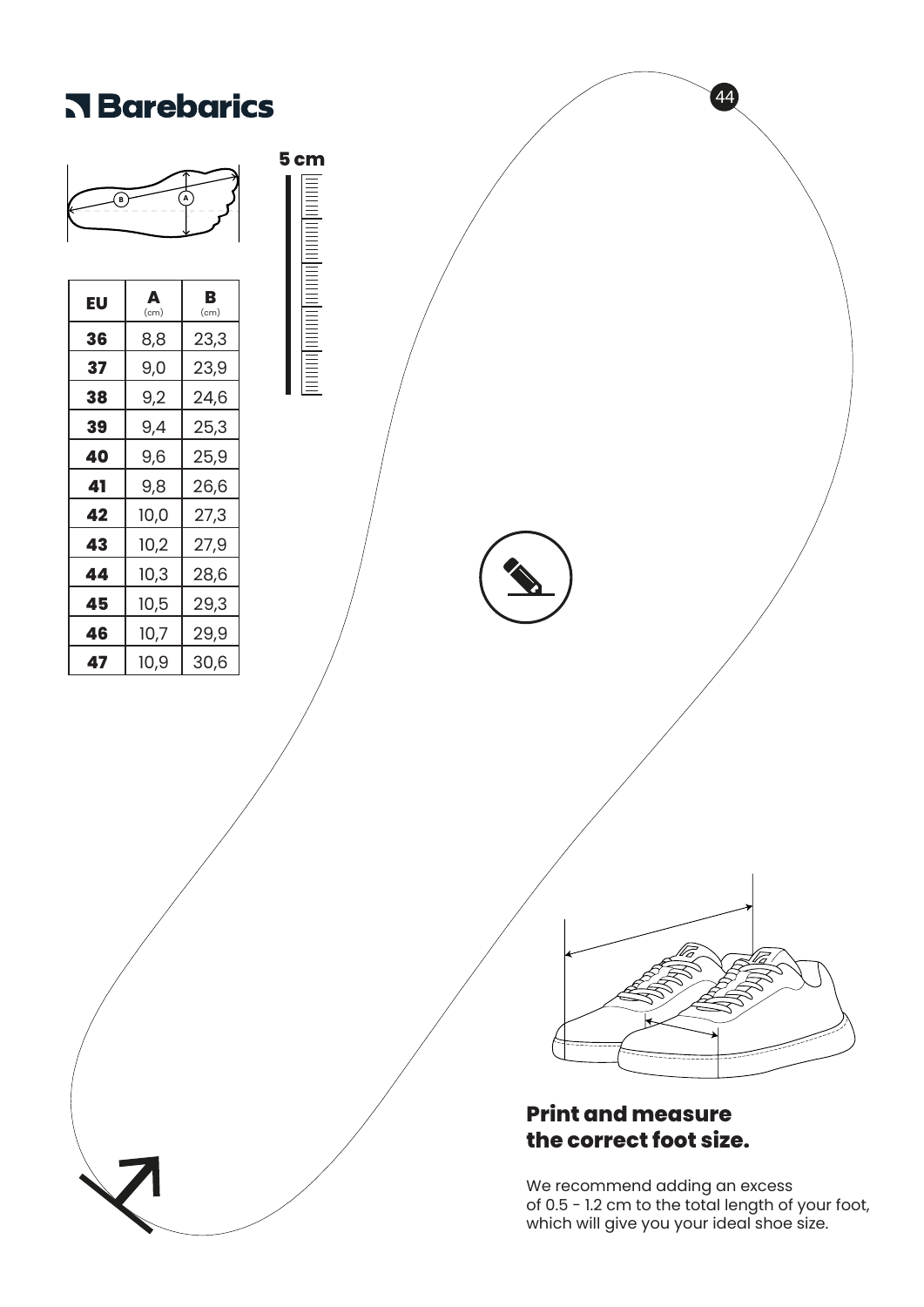# Barebarics

5 cm

| EU | A (cm) | B (cm) |
| --- | --- | --- |
| **36** | 8,8 | 23,3 |
| **37** | 9,0 | 23,9 |
| **38** | 9,2 | 24,6 |
| **39** | 9,4 | 25,3 |
| **40** | 9,6 | 25,9 |
| **41** | 9,8 | 26,6 |
| **42** | 10,0 | 27,3 |
| **43** | 10,2 | 27,9 |
| **44** | 10,3 | 28,6 |
| **45** | 10,5 | 29,3 |
| **46** | 10,7 | 29,9 |
| **47** | 10,9 | 30,6 |

44

## Print and measure the correct foot size.

We recommend adding an excess of 0.5 - 1.2 cm to the total length of your foot, which will give you your ideal shoe size.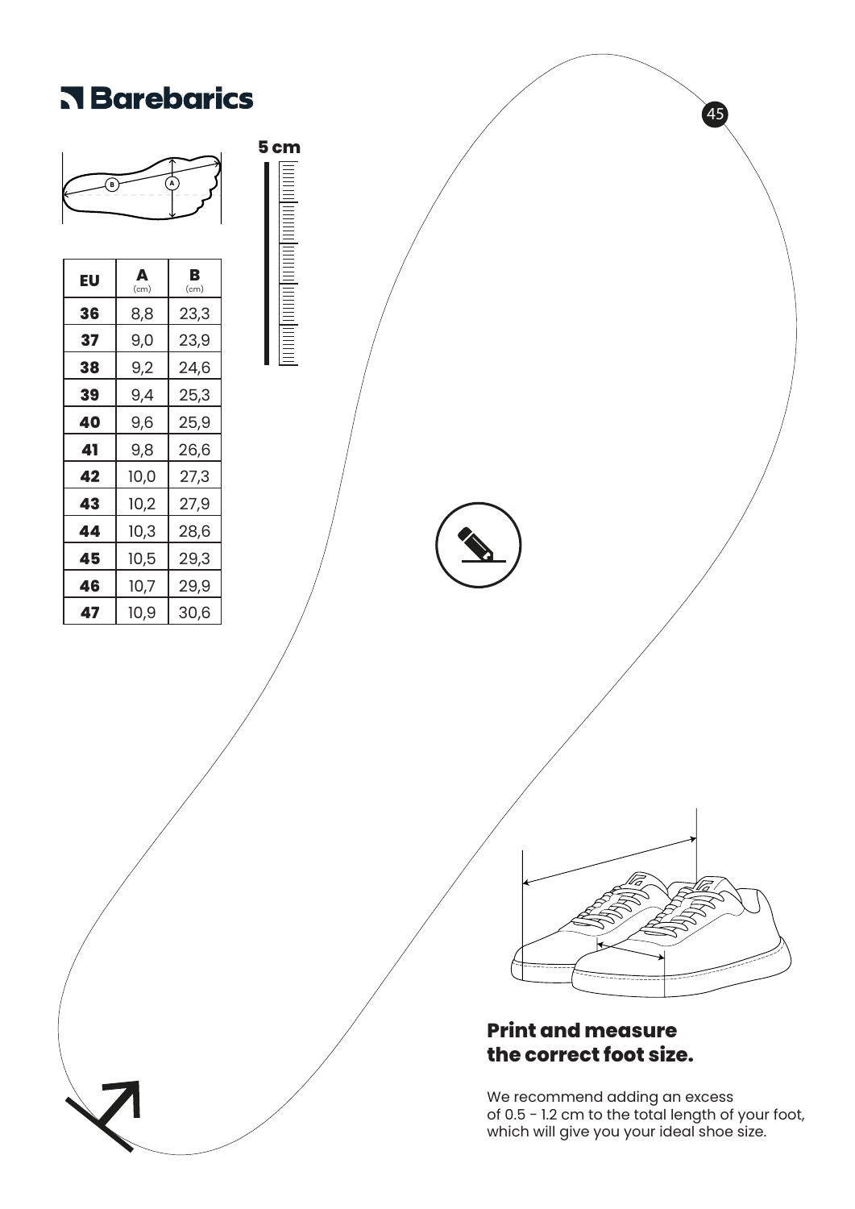# Barebarics

5 cm

| EU | A (cm) | B (cm) |
|---|---|---|
| **36** | 8,8 | 23,3 |
| **37** | 9,0 | 23,9 |
| **38** | 9,2 | 24,6 |
| **39** | 9,4 | 25,3 |
| **40** | 9,6 | 25,9 |
| **41** | 9,8 | 26,6 |
| **42** | 10,0 | 27,3 |
| **43** | 10,2 | 27,9 |
| **44** | 10,3 | 28,6 |
| **45** | 10,5 | 29,3 |
| **46** | 10,7 | 29,9 |
| **47** | 10,9 | 30,6 |

45

## Print and measure the correct foot size.

We recommend adding an excess of 0.5 - 1.2 cm to the total length of your foot, which will give you your ideal shoe size.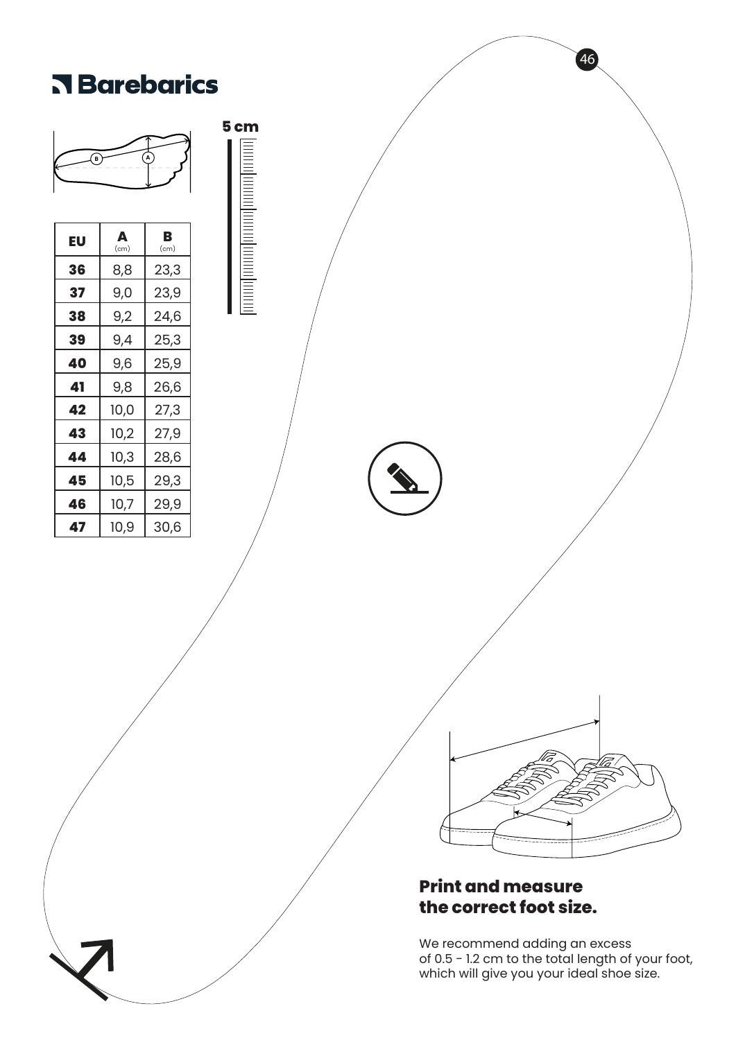# Barebarics

5 cm

46

| EU | A (cm) | B (cm) |
|---|---|---|
| **36** | 8,8 | 23,3 |
| **37** | 9,0 | 23,9 |
| **38** | 9,2 | 24,6 |
| **39** | 9,4 | 25,3 |
| **40** | 9,6 | 25,9 |
| **41** | 9,8 | 26,6 |
| **42** | 10,0 | 27,3 |
| **43** | 10,2 | 27,9 |
| **44** | 10,3 | 28,6 |
| **45** | 10,5 | 29,3 |
| **46** | 10,7 | 29,9 |
| **47** | 10,9 | 30,6 |

## Print and measure the correct foot size.

We recommend adding an excess of 0.5 - 1.2 cm to the total length of your foot, which will give you your ideal shoe size.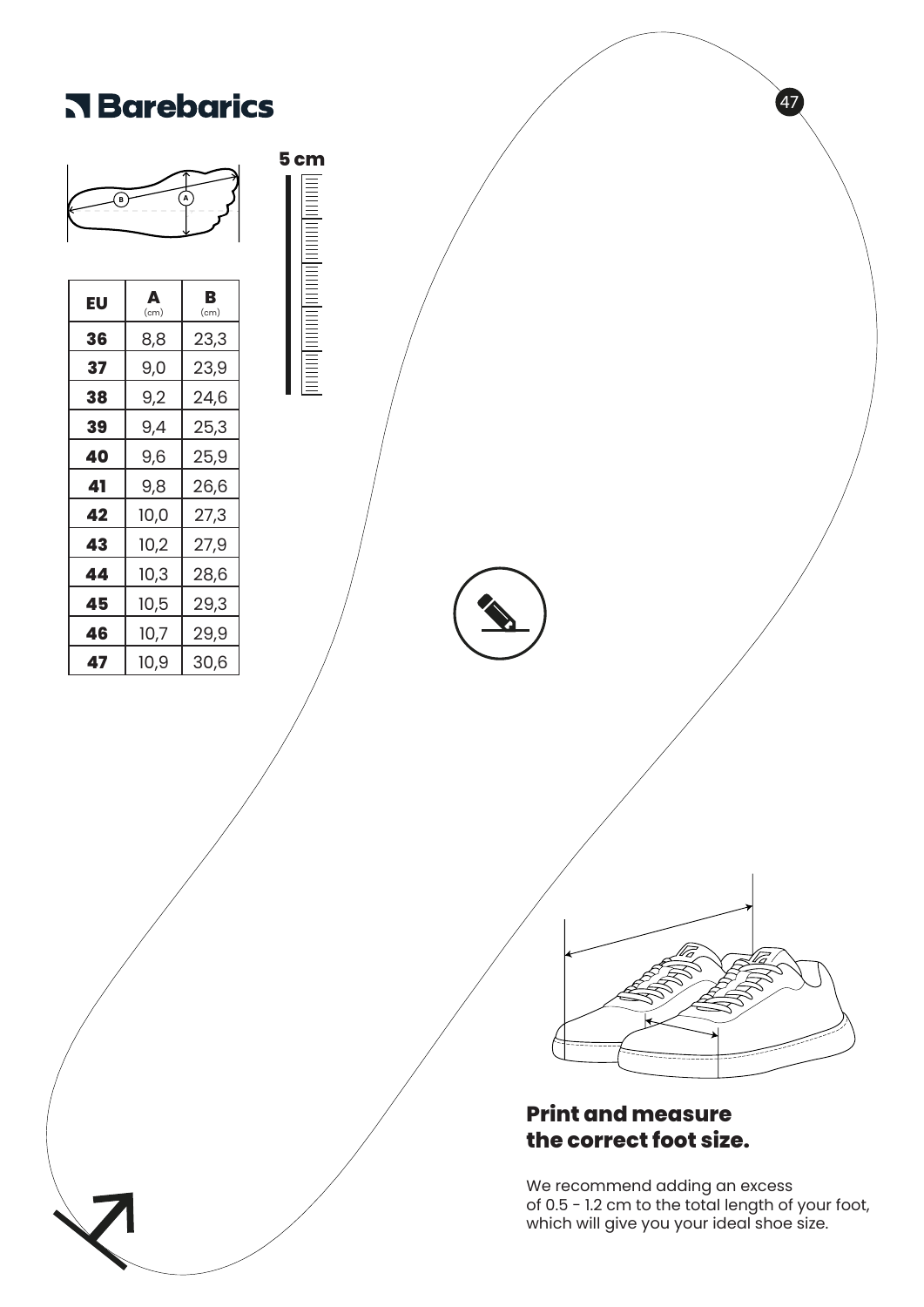# Barebarics

5 cm

| EU | A (cm) | B (cm) |
|---|---|---|
| 36 | 8,8 | 23,3 |
| 37 | 9,0 | 23,9 |
| 38 | 9,2 | 24,6 |
| 39 | 9,4 | 25,3 |
| 40 | 9,6 | 25,9 |
| 41 | 9,8 | 26,6 |
| 42 | 10,0 | 27,3 |
| 43 | 10,2 | 27,9 |
| 44 | 10,3 | 28,6 |
| 45 | 10,5 | 29,3 |
| 46 | 10,7 | 29,9 |
| 47 | 10,9 | 30,6 |

47

## Print and measure the correct foot size.

We recommend adding an excess of 0.5 - 1.2 cm to the total length of your foot, which will give you your ideal shoe size.